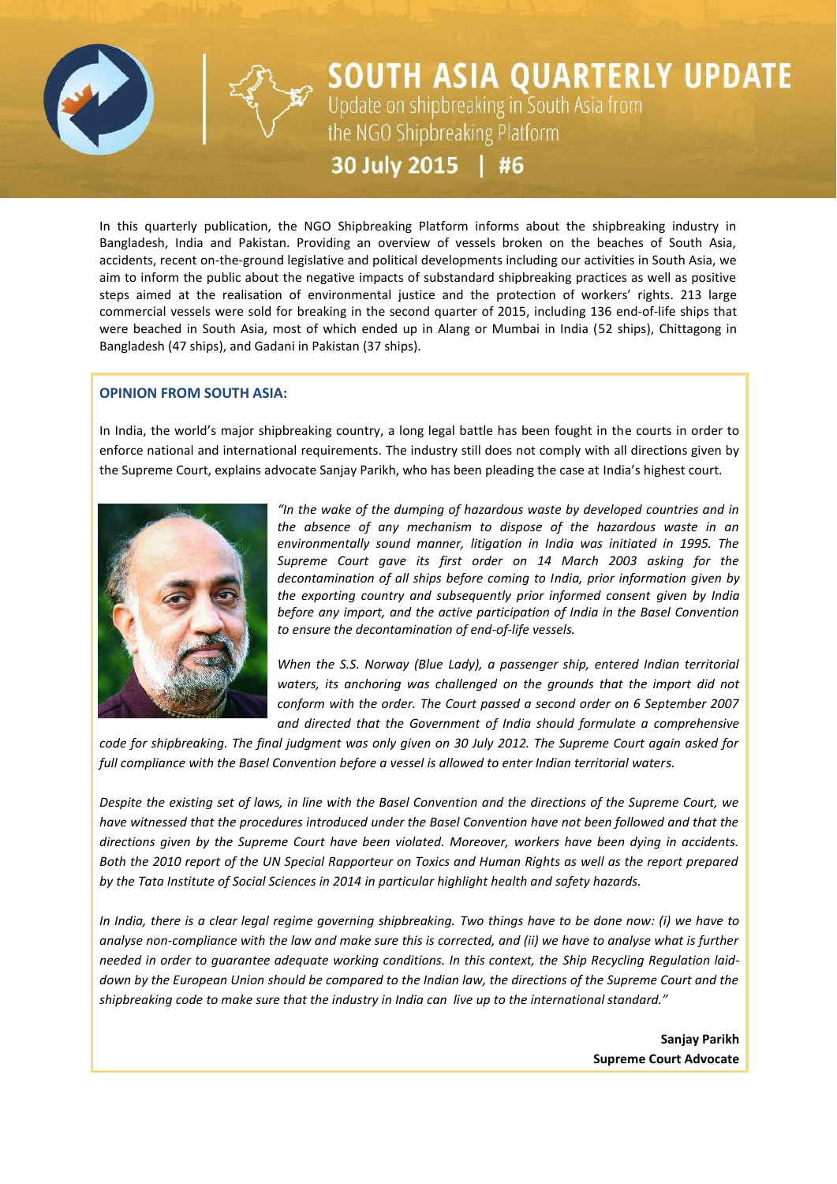# SOUTH ASIA QUARTERLY UPDATE

Update on shipbreaking in South Asia from the NGO Shipbreaking Platform

**30 July 2015 | #6**

In this quarterly publication, the NGO Shipbreaking Platform informs about the shipbreaking industry in Bangladesh, India and Pakistan. Providing an overview of vessels broken on the beaches of South Asia, accidents, recent on-the-ground legislative and political developments including our activities in South Asia, we aim to inform the public about the negative impacts of substandard shipbreaking practices as well as positive steps aimed at the realisation of environmental justice and the protection of workers' rights. 213 large commercial vessels were sold for breaking in the second quarter of 2015, including 136 end-of-life ships that were beached in South Asia, most of which ended up in Alang or Mumbai in India (52 ships), Chittagong in Bangladesh (47 ships), and Gadani in Pakistan (37 ships).

## OPINION FROM SOUTH ASIA:

In India, the world's major shipbreaking country, a long legal battle has been fought in the courts in order to enforce national and international requirements. The industry still does not comply with all directions given by the Supreme Court, explains advocate Sanjay Parikh, who has been pleading the case at India's highest court.

*"In the wake of the dumping of hazardous waste by developed countries and in the absence of any mechanism to dispose of the hazardous waste in an environmentally sound manner, litigation in India was initiated in 1995. The Supreme Court gave its first order on 14 March 2003 asking for the decontamination of all ships before coming to India, prior information given by the exporting country and subsequently prior informed consent given by India before any import, and the active participation of India in the Basel Convention to ensure the decontamination of end-of-life vessels.*

*When the S.S. Norway (Blue Lady), a passenger ship, entered Indian territorial waters, its anchoring was challenged on the grounds that the import did not conform with the order. The Court passed a second order on 6 September 2007 and directed that the Government of India should formulate a comprehensive code for shipbreaking. The final judgment was only given on 30 July 2012. The Supreme Court again asked for full compliance with the Basel Convention before a vessel is allowed to enter Indian territorial waters.*

*Despite the existing set of laws, in line with the Basel Convention and the directions of the Supreme Court, we have witnessed that the procedures introduced under the Basel Convention have not been followed and that the directions given by the Supreme Court have been violated. Moreover, workers have been dying in accidents. Both the 2010 report of the UN Special Rapporteur on Toxics and Human Rights as well as the report prepared by the Tata Institute of Social Sciences in 2014 in particular highlight health and safety hazards.*

*In India, there is a clear legal regime governing shipbreaking. Two things have to be done now: (i) we have to analyse non-compliance with the law and make sure this is corrected, and (ii) we have to analyse what is further needed in order to guarantee adequate working conditions. In this context, the Ship Recycling Regulation laid-down by the European Union should be compared to the Indian law, the directions of the Supreme Court and the shipbreaking code to make sure that the industry in India can live up to the international standard."*

**Sanjay Parikh**
**Supreme Court Advocate**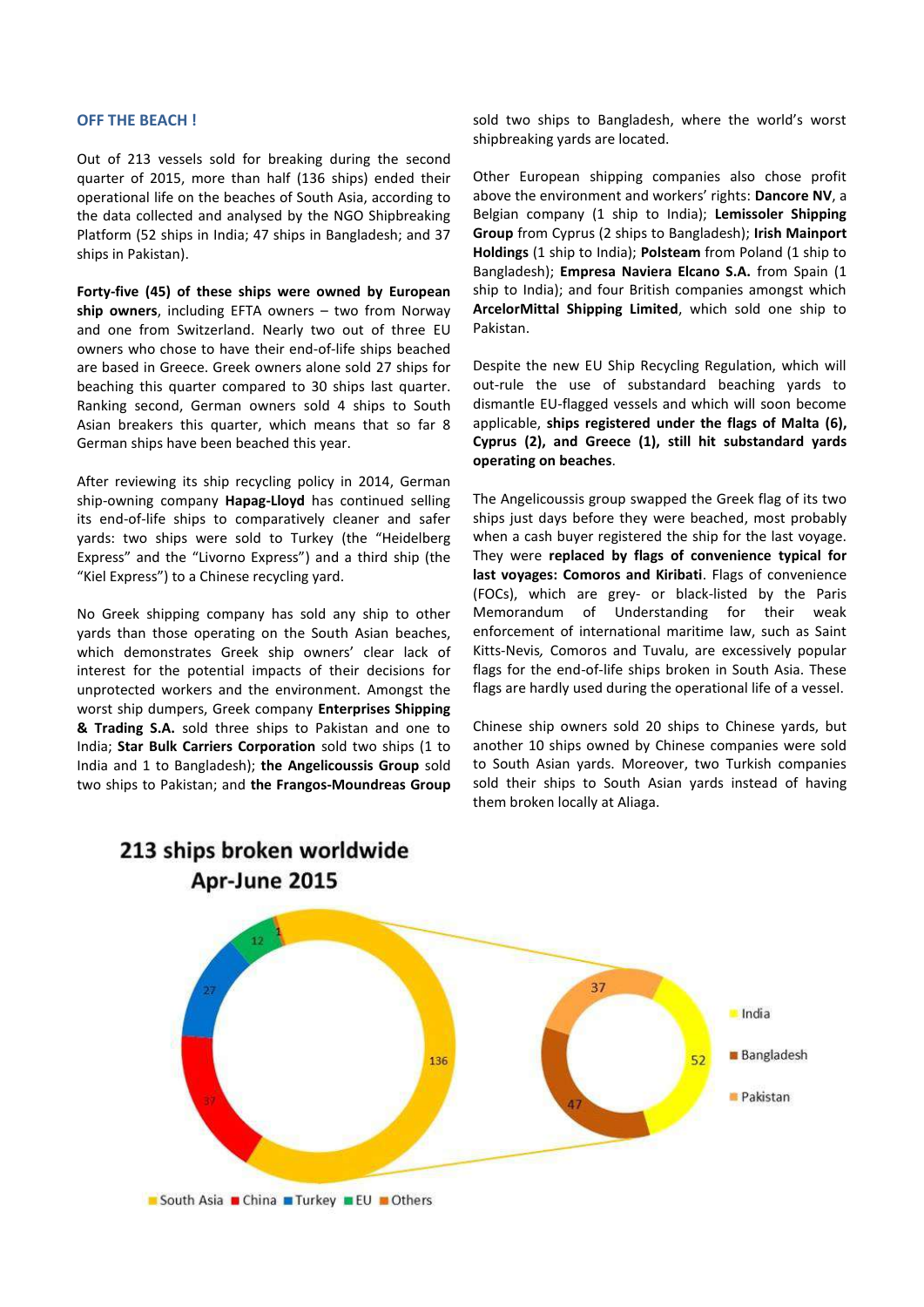## OFF THE BEACH !

Out of 213 vessels sold for breaking during the second quarter of 2015, more than half (136 ships) ended their operational life on the beaches of South Asia, according to the data collected and analysed by the NGO Shipbreaking Platform (52 ships in India; 47 ships in Bangladesh; and 37 ships in Pakistan).

**Forty-five (45) of these ships were owned by European ship owners**, including EFTA owners – two from Norway and one from Switzerland. Nearly two out of three EU owners who chose to have their end-of-life ships beached are based in Greece. Greek owners alone sold 27 ships for beaching this quarter compared to 30 ships last quarter. Ranking second, German owners sold 4 ships to South Asian breakers this quarter, which means that so far 8 German ships have been beached this year.

After reviewing its ship recycling policy in 2014, German ship-owning company **Hapag-Lloyd** has continued selling its end-of-life ships to comparatively cleaner and safer yards: two ships were sold to Turkey (the "Heidelberg Express" and the "Livorno Express") and a third ship (the "Kiel Express") to a Chinese recycling yard.

No Greek shipping company has sold any ship to other yards than those operating on the South Asian beaches, which demonstrates Greek ship owners' clear lack of interest for the potential impacts of their decisions for unprotected workers and the environment. Amongst the worst ship dumpers, Greek company **Enterprises Shipping & Trading S.A.** sold three ships to Pakistan and one to India; **Star Bulk Carriers Corporation** sold two ships (1 to India and 1 to Bangladesh); **the Angelicoussis Group** sold two ships to Pakistan; and **the Frangos-Moundreas Group** sold two ships to Bangladesh, where the world's worst shipbreaking yards are located.

Other European shipping companies also chose profit above the environment and workers' rights: **Dancore NV**, a Belgian company (1 ship to India); **Lemissoler Shipping Group** from Cyprus (2 ships to Bangladesh); **Irish Mainport Holdings** (1 ship to India); **Polsteam** from Poland (1 ship to Bangladesh); **Empresa Naviera Elcano S.A.** from Spain (1 ship to India); and four British companies amongst which **ArcelorMittal Shipping Limited**, which sold one ship to Pakistan.

Despite the new EU Ship Recycling Regulation, which will out-rule the use of substandard beaching yards to dismantle EU-flagged vessels and which will soon become applicable, **ships registered under the flags of Malta (6), Cyprus (2), and Greece (1), still hit substandard yards operating on beaches**.

The Angelicoussis group swapped the Greek flag of its two ships just days before they were beached, most probably when a cash buyer registered the ship for the last voyage. They were **replaced by flags of convenience typical for last voyages: Comoros and Kiribati**. Flags of convenience (FOCs), which are grey- or black-listed by the Paris Memorandum of Understanding for their weak enforcement of international maritime law, such as Saint Kitts-Nevis, Comoros and Tuvalu, are excessively popular flags for the end-of-life ships broken in South Asia. These flags are hardly used during the operational life of a vessel.

Chinese ship owners sold 20 ships to Chinese yards, but another 10 ships owned by Chinese companies were sold to South Asian yards. Moreover, two Turkish companies sold their ships to South Asian yards instead of having them broken locally at Aliaga.

**213 ships broken worldwide Apr-June 2015**

South Asia: 136; China: 37; Turkey: 27; EU: 12; Others: 1

India: 52; Bangladesh: 47; Pakistan: 37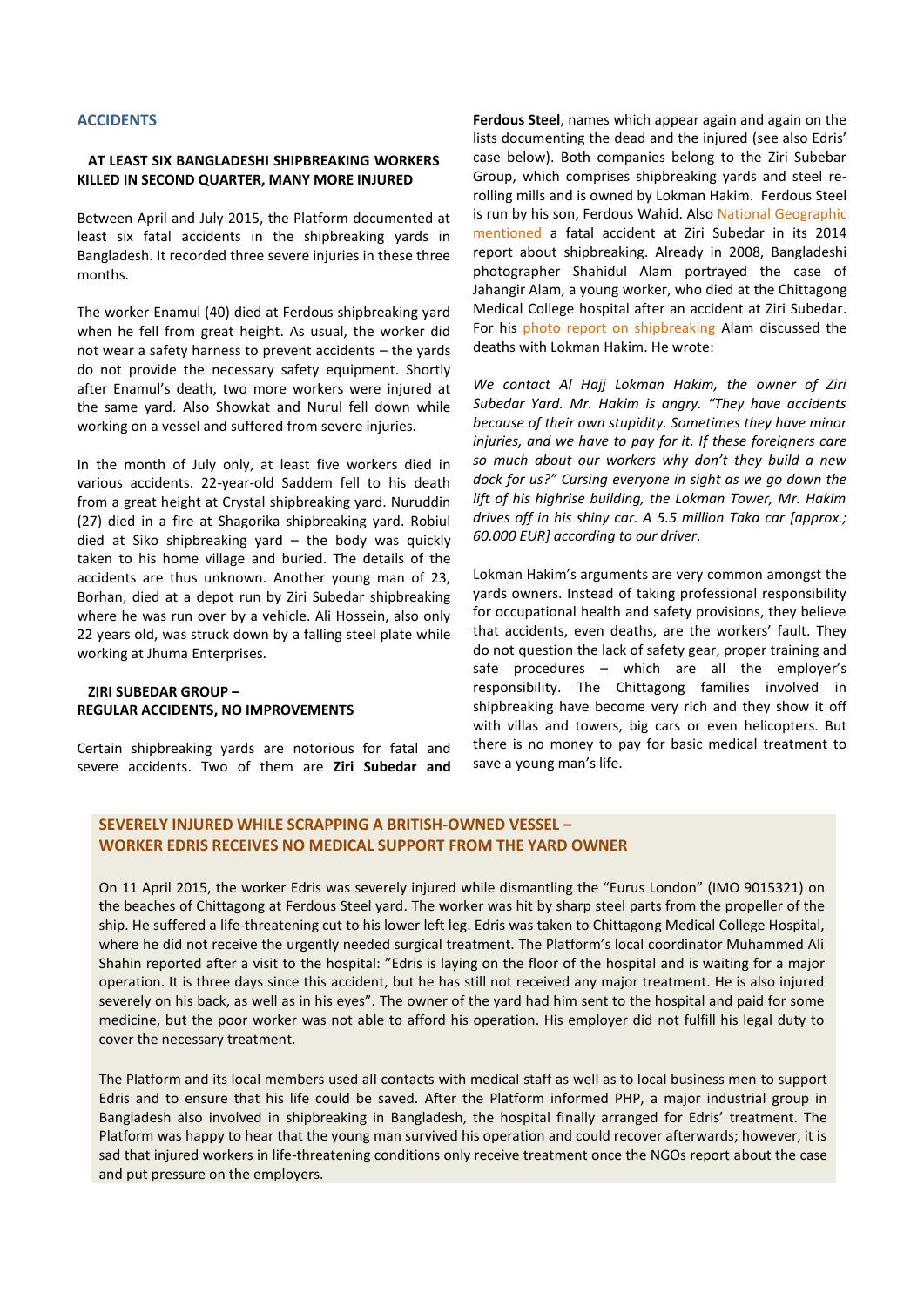## ACCIDENTS

### AT LEAST SIX BANGLADESHI SHIPBREAKING WORKERS KILLED IN SECOND QUARTER, MANY MORE INJURED

Between April and July 2015, the Platform documented at least six fatal accidents in the shipbreaking yards in Bangladesh. It recorded three severe injuries in these three months.

The worker Enamul (40) died at Ferdous shipbreaking yard when he fell from great height. As usual, the worker did not wear a safety harness to prevent accidents – the yards do not provide the necessary safety equipment. Shortly after Enamul's death, two more workers were injured at the same yard. Also Showkat and Nurul fell down while working on a vessel and suffered from severe injuries.

In the month of July only, at least five workers died in various accidents. 22-year-old Saddem fell to his death from a great height at Crystal shipbreaking yard. Nuruddin (27) died in a fire at Shagorika shipbreaking yard. Robiul died at Siko shipbreaking yard – the body was quickly taken to his home village and buried. The details of the accidents are thus unknown. Another young man of 23, Borhan, died at a depot run by Ziri Subedar shipbreaking where he was run over by a vehicle. Ali Hossein, also only 22 years old, was struck down by a falling steel plate while working at Jhuma Enterprises.

### ZIRI SUBEDAR GROUP – REGULAR ACCIDENTS, NO IMPROVEMENTS

Certain shipbreaking yards are notorious for fatal and severe accidents. Two of them are **Ziri Subedar and Ferdous Steel**, names which appear again and again on the lists documenting the dead and the injured (see also Edris' case below). Both companies belong to the Ziri Subebar Group, which comprises shipbreaking yards and steel re-rolling mills and is owned by Lokman Hakim. Ferdous Steel is run by his son, Ferdous Wahid. Also National Geographic mentioned a fatal accident at Ziri Subedar in its 2014 report about shipbreaking. Already in 2008, Bangladeshi photographer Shahidul Alam portrayed the case of Jahangir Alam, a young worker, who died at the Chittagong Medical College hospital after an accident at Ziri Subedar. For his photo report on shipbreaking Alam discussed the deaths with Lokman Hakim. He wrote:

*We contact Al Hajj Lokman Hakim, the owner of Ziri Subedar Yard. Mr. Hakim is angry. "They have accidents because of their own stupidity. Sometimes they have minor injuries, and we have to pay for it. If these foreigners care so much about our workers why don't they build a new dock for us?" Cursing everyone in sight as we go down the lift of his highrise building, the Lokman Tower, Mr. Hakim drives off in his shiny car. A 5.5 million Taka car [approx.; 60.000 EUR] according to our driver.*

Lokman Hakim's arguments are very common amongst the yards owners. Instead of taking professional responsibility for occupational health and safety provisions, they believe that accidents, even deaths, are the workers' fault. They do not question the lack of safety gear, proper training and safe procedures – which are all the employer's responsibility. The Chittagong families involved in shipbreaking have become very rich and they show it off with villas and towers, big cars or even helicopters. But there is no money to pay for basic medical treatment to save a young man's life.

### SEVERELY INJURED WHILE SCRAPPING A BRITISH-OWNED VESSEL – WORKER EDRIS RECEIVES NO MEDICAL SUPPORT FROM THE YARD OWNER

On 11 April 2015, the worker Edris was severely injured while dismantling the "Eurus London" (IMO 9015321) on the beaches of Chittagong at Ferdous Steel yard. The worker was hit by sharp steel parts from the propeller of the ship. He suffered a life-threatening cut to his lower left leg. Edris was taken to Chittagong Medical College Hospital, where he did not receive the urgently needed surgical treatment. The Platform's local coordinator Muhammed Ali Shahin reported after a visit to the hospital: "Edris is laying on the floor of the hospital and is waiting for a major operation. It is three days since this accident, but he has still not received any major treatment. He is also injured severely on his back, as well as in his eyes". The owner of the yard had him sent to the hospital and paid for some medicine, but the poor worker was not able to afford his operation. His employer did not fulfill his legal duty to cover the necessary treatment.

The Platform and its local members used all contacts with medical staff as well as to local business men to support Edris and to ensure that his life could be saved. After the Platform informed PHP, a major industrial group in Bangladesh also involved in shipbreaking in Bangladesh, the hospital finally arranged for Edris' treatment. The Platform was happy to hear that the young man survived his operation and could recover afterwards; however, it is sad that injured workers in life-threatening conditions only receive treatment once the NGOs report about the case and put pressure on the employers.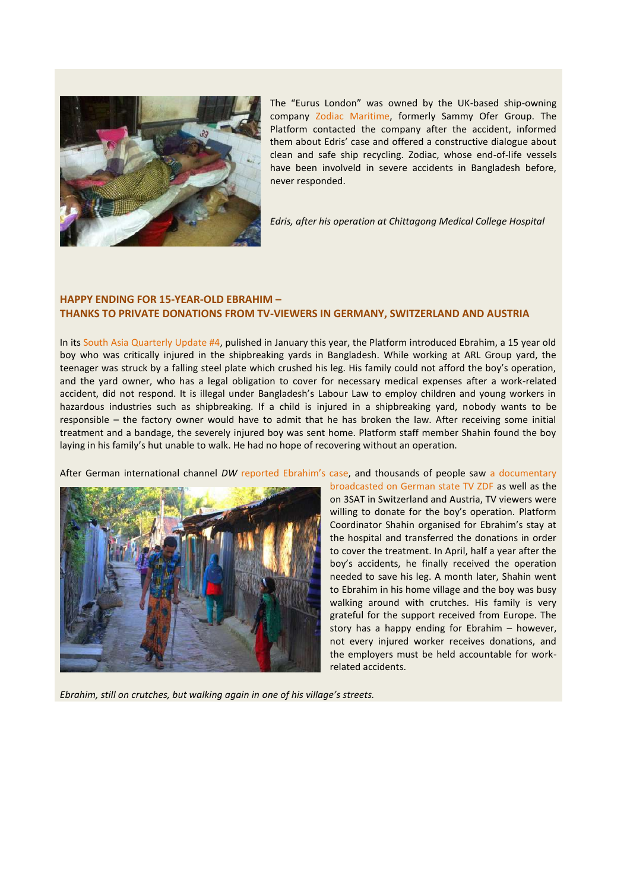The "Eurus London" was owned by the UK-based ship-owning company Zodiac Maritime, formerly Sammy Ofer Group. The Platform contacted the company after the accident, informed them about Edris' case and offered a constructive dialogue about clean and safe ship recycling. Zodiac, whose end-of-life vessels have been involveld in severe accidents in Bangladesh before, never responded.

*Edris, after his operation at Chittagong Medical College Hospital*

## HAPPY ENDING FOR 15-YEAR-OLD EBRAHIM – THANKS TO PRIVATE DONATIONS FROM TV-VIEWERS IN GERMANY, SWITZERLAND AND AUSTRIA

In its South Asia Quarterly Update #4, pulished in January this year, the Platform introduced Ebrahim, a 15 year old boy who was critically injured in the shipbreaking yards in Bangladesh. While working at ARL Group yard, the teenager was struck by a falling steel plate which crushed his leg. His family could not afford the boy's operation, and the yard owner, who has a legal obligation to cover for necessary medical expenses after a work-related accident, did not respond. It is illegal under Bangladesh's Labour Law to employ children and young workers in hazardous industries such as shipbreaking. If a child is injured in a shipbreaking yard, nobody wants to be responsible – the factory owner would have to admit that he has broken the law. After receiving some initial treatment and a bandage, the severely injured boy was sent home. Platform staff member Shahin found the boy laying in his family's hut unable to walk. He had no hope of recovering without an operation.

After German international channel *DW* reported Ebrahim's case, and thousands of people saw a documentary broadcasted on German state TV ZDF as well as the on 3SAT in Switzerland and Austria, TV viewers were willing to donate for the boy's operation. Platform Coordinator Shahin organised for Ebrahim's stay at the hospital and transferred the donations in order to cover the treatment. In April, half a year after the boy's accidents, he finally received the operation needed to save his leg. A month later, Shahin went to Ebrahim in his home village and the boy was busy walking around with crutches. His family is very grateful for the support received from Europe. The story has a happy ending for Ebrahim – however, not every injured worker receives donations, and the employers must be held accountable for work-related accidents.

*Ebrahim, still on crutches, but walking again in one of his village's streets.*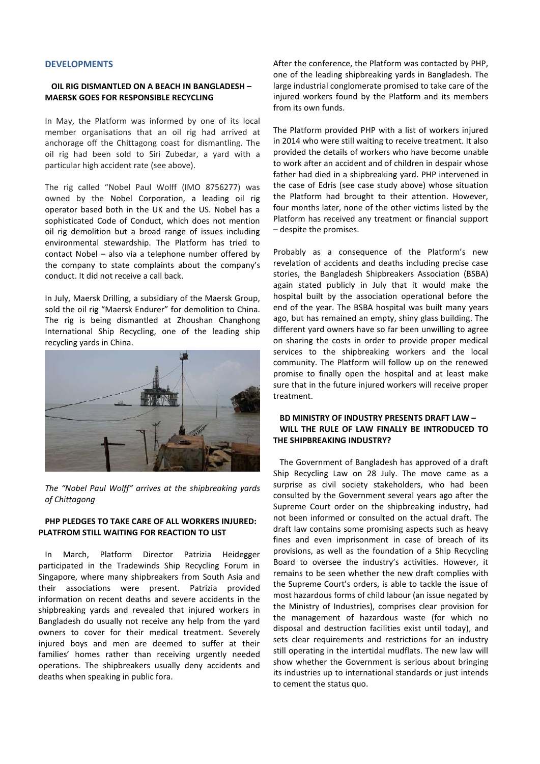## DEVELOPMENTS

### OIL RIG DISMANTLED ON A BEACH IN BANGLADESH – MAERSK GOES FOR RESPONSIBLE RECYCLING

In May, the Platform was informed by one of its local member organisations that an oil rig had arrived at anchorage off the Chittagong coast for dismantling. The oil rig had been sold to Siri Zubedar, a yard with a particular high accident rate (see above).

The rig called "Nobel Paul Wolff (IMO 8756277) was owned by the Nobel Corporation, a leading oil rig operator based both in the UK and the US. Nobel has a sophisticated Code of Conduct, which does not mention oil rig demolition but a broad range of issues including environmental stewardship. The Platform has tried to contact Nobel – also via a telephone number offered by the company to state complaints about the company's conduct. It did not receive a call back.

In July, Maersk Drilling, a subsidiary of the Maersk Group, sold the oil rig "Maersk Endurer" for demolition to China. The rig is being dismantled at Zhoushan Changhong International Ship Recycling, one of the leading ship recycling yards in China.

*The "Nobel Paul Wolff" arrives at the shipbreaking yards of Chittagong*

### PHP PLEDGES TO TAKE CARE OF ALL WORKERS INJURED: PLATFROM STILL WAITING FOR REACTION TO LIST

In March, Platform Director Patrizia Heidegger participated in the Tradewinds Ship Recycling Forum in Singapore, where many shipbreakers from South Asia and their associations were present. Patrizia provided information on recent deaths and severe accidents in the shipbreaking yards and revealed that injured workers in Bangladesh do usually not receive any help from the yard owners to cover for their medical treatment. Severely injured boys and men are deemed to suffer at their families' homes rather than receiving urgently needed operations. The shipbreakers usually deny accidents and deaths when speaking in public fora.

After the conference, the Platform was contacted by PHP, one of the leading shipbreaking yards in Bangladesh. The large industrial conglomerate promised to take care of the injured workers found by the Platform and its members from its own funds.

The Platform provided PHP with a list of workers injured in 2014 who were still waiting to receive treatment. It also provided the details of workers who have become unable to work after an accident and of children in despair whose father had died in a shipbreaking yard. PHP intervened in the case of Edris (see case study above) whose situation the Platform had brought to their attention. However, four months later, none of the other victims listed by the Platform has received any treatment or financial support – despite the promises.

Probably as a consequence of the Platform's new revelation of accidents and deaths including precise case stories, the Bangladesh Shipbreakers Association (BSBA) again stated publicly in July that it would make the hospital built by the association operational before the end of the year. The BSBA hospital was built many years ago, but has remained an empty, shiny glass building. The different yard owners have so far been unwilling to agree on sharing the costs in order to provide proper medical services to the shipbreaking workers and the local community. The Platform will follow up on the renewed promise to finally open the hospital and at least make sure that in the future injured workers will receive proper treatment.

### BD MINISTRY OF INDUSTRY PRESENTS DRAFT LAW – WILL THE RULE OF LAW FINALLY BE INTRODUCED TO THE SHIPBREAKING INDUSTRY?

The Government of Bangladesh has approved of a draft Ship Recycling Law on 28 July. The move came as a surprise as civil society stakeholders, who had been consulted by the Government several years ago after the Supreme Court order on the shipbreaking industry, had not been informed or consulted on the actual draft. The draft law contains some promising aspects such as heavy fines and even imprisonment in case of breach of its provisions, as well as the foundation of a Ship Recycling Board to oversee the industry's activities. However, it remains to be seen whether the new draft complies with the Supreme Court's orders, is able to tackle the issue of most hazardous forms of child labour (an issue negated by the Ministry of Industries), comprises clear provision for the management of hazardous waste (for which no disposal and destruction facilities exist until today), and sets clear requirements and restrictions for an industry still operating in the intertidal mudflats. The new law will show whether the Government is serious about bringing its industries up to international standards or just intends to cement the status quo.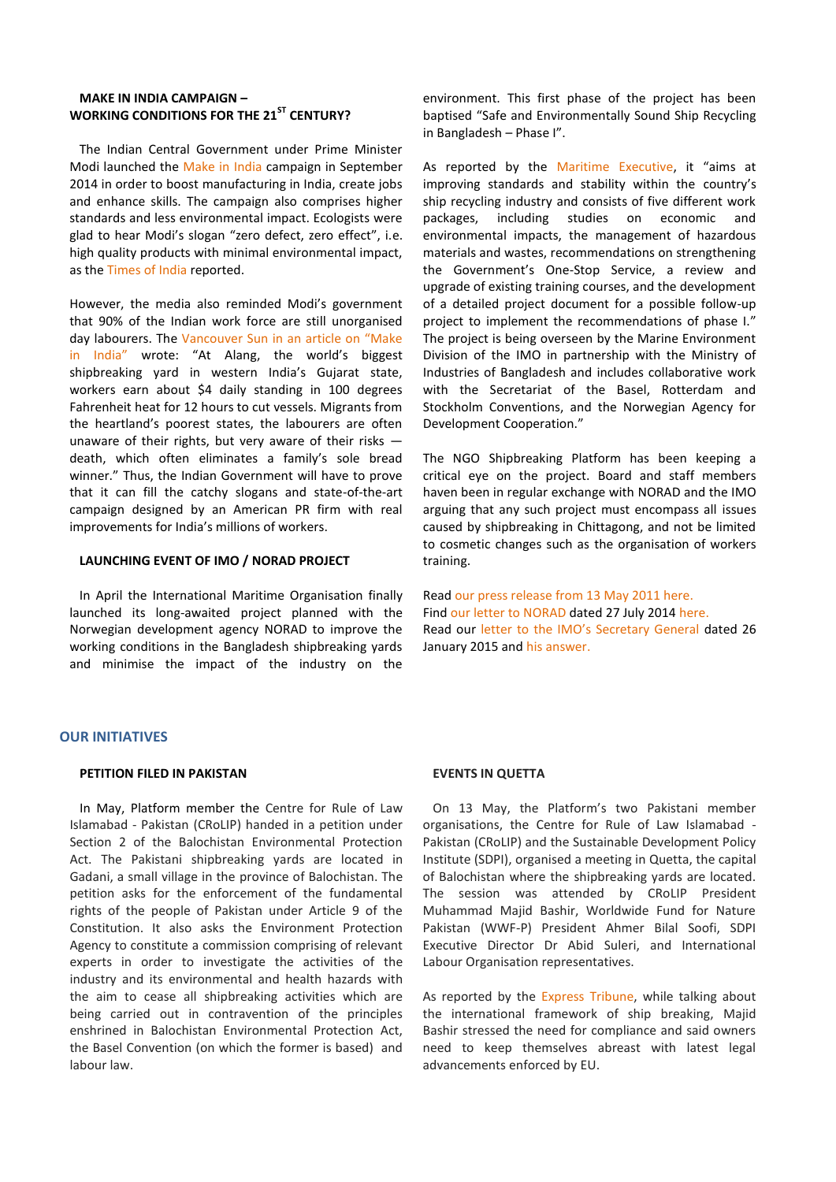### MAKE IN INDIA CAMPAIGN – WORKING CONDITIONS FOR THE 21ST CENTURY?

The Indian Central Government under Prime Minister Modi launched the Make in India campaign in September 2014 in order to boost manufacturing in India, create jobs and enhance skills. The campaign also comprises higher standards and less environmental impact. Ecologists were glad to hear Modi's slogan "zero defect, zero effect", i.e. high quality products with minimal environmental impact, as the Times of India reported.

However, the media also reminded Modi's government that 90% of the Indian work force are still unorganised day labourers. The Vancouver Sun in an article on "Make in India" wrote: "At Alang, the world's biggest shipbreaking yard in western India's Gujarat state, workers earn about $4 daily standing in 100 degrees Fahrenheit heat for 12 hours to cut vessels. Migrants from the heartland's poorest states, the labourers are often unaware of their rights, but very aware of their risks — death, which often eliminates a family's sole bread winner." Thus, the Indian Government will have to prove that it can fill the catchy slogans and state-of-the-art campaign designed by an American PR firm with real improvements for India's millions of workers.

### LAUNCHING EVENT OF IMO / NORAD PROJECT

In April the International Maritime Organisation finally launched its long-awaited project planned with the Norwegian development agency NORAD to improve the working conditions in the Bangladesh shipbreaking yards and minimise the impact of the industry on the environment. This first phase of the project has been baptised "Safe and Environmentally Sound Ship Recycling in Bangladesh – Phase I".

As reported by the Maritime Executive, it "aims at improving standards and stability within the country's ship recycling industry and consists of five different work packages, including studies on economic and environmental impacts, the management of hazardous materials and wastes, recommendations on strengthening the Government's One-Stop Service, a review and upgrade of existing training courses, and the development of a detailed project document for a possible follow-up project to implement the recommendations of phase I." The project is being overseen by the Marine Environment Division of the IMO in partnership with the Ministry of Industries of Bangladesh and includes collaborative work with the Secretariat of the Basel, Rotterdam and Stockholm Conventions, and the Norwegian Agency for Development Cooperation."

The NGO Shipbreaking Platform has been keeping a critical eye on the project. Board and staff members haven been in regular exchange with NORAD and the IMO arguing that any such project must encompass all issues caused by shipbreaking in Chittagong, and not be limited to cosmetic changes such as the organisation of workers training.

Read our press release from 13 May 2011 here.
Find our letter to NORAD dated 27 July 2014 here.
Read our letter to the IMO's Secretary General dated 26 January 2015 and his answer.

## OUR INITIATIVES

### PETITION FILED IN PAKISTAN

In May, Platform member the Centre for Rule of Law Islamabad - Pakistan (CRoLIP) handed in a petition under Section 2 of the Balochistan Environmental Protection Act. The Pakistani shipbreaking yards are located in Gadani, a small village in the province of Balochistan. The petition asks for the enforcement of the fundamental rights of the people of Pakistan under Article 9 of the Constitution. It also asks the Environment Protection Agency to constitute a commission comprising of relevant experts in order to investigate the activities of the industry and its environmental and health hazards with the aim to cease all shipbreaking activities which are being carried out in contravention of the principles enshrined in Balochistan Environmental Protection Act, the Basel Convention (on which the former is based) and labour law.

### EVENTS IN QUETTA

On 13 May, the Platform's two Pakistani member organisations, the Centre for Rule of Law Islamabad - Pakistan (CRoLIP) and the Sustainable Development Policy Institute (SDPI), organised a meeting in Quetta, the capital of Balochistan where the shipbreaking yards are located. The session was attended by CRoLIP President Muhammad Majid Bashir, Worldwide Fund for Nature Pakistan (WWF-P) President Ahmer Bilal Soofi, SDPI Executive Director Dr Abid Suleri, and International Labour Organisation representatives.

As reported by the Express Tribune, while talking about the international framework of ship breaking, Majid Bashir stressed the need for compliance and said owners need to keep themselves abreast with latest legal advancements enforced by EU.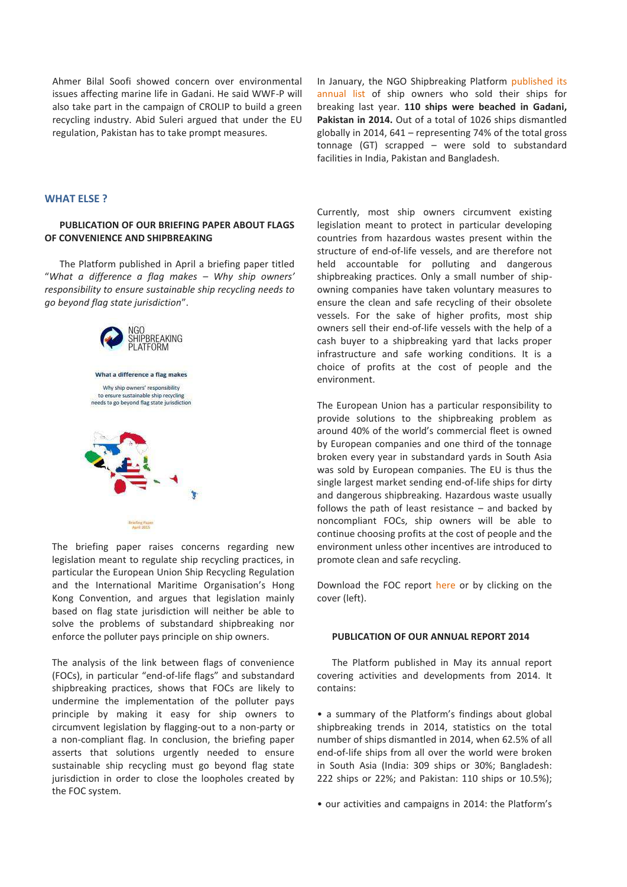Ahmer Bilal Soofi showed concern over environmental issues affecting marine life in Gadani. He said WWF-P will also take part in the campaign of CROLIP to build a green recycling industry. Abid Suleri argued that under the EU regulation, Pakistan has to take prompt measures.

In January, the NGO Shipbreaking Platform published its annual list of ship owners who sold their ships for breaking last year. **110 ships were beached in Gadani, Pakistan in 2014.** Out of a total of 1026 ships dismantled globally in 2014, 641 – representing 74% of the total gross tonnage (GT) scrapped – were sold to substandard facilities in India, Pakistan and Bangladesh.

## WHAT ELSE ?

### PUBLICATION OF OUR BRIEFING PAPER ABOUT FLAGS OF CONVENIENCE AND SHIPBREAKING

The Platform published in April a briefing paper titled "*What a difference a flag makes – Why ship owners' responsibility to ensure sustainable ship recycling needs to go beyond flag state jurisdiction*".

NGO SHIPBREAKING PLATFORM

What a difference a flag makes

Why ship owners' responsibility to ensure sustainable ship recycling needs to go beyond flag state jurisdiction

Briefing Paper April 2015

The briefing paper raises concerns regarding new legislation meant to regulate ship recycling practices, in particular the European Union Ship Recycling Regulation and the International Maritime Organisation's Hong Kong Convention, and argues that legislation mainly based on flag state jurisdiction will neither be able to solve the problems of substandard shipbreaking nor enforce the polluter pays principle on ship owners.

The analysis of the link between flags of convenience (FOCs), in particular "end-of-life flags" and substandard shipbreaking practices, shows that FOCs are likely to undermine the implementation of the polluter pays principle by making it easy for ship owners to circumvent legislation by flagging-out to a non-party or a non-compliant flag. In conclusion, the briefing paper asserts that solutions urgently needed to ensure sustainable ship recycling must go beyond flag state jurisdiction in order to close the loopholes created by the FOC system.

Currently, most ship owners circumvent existing legislation meant to protect in particular developing countries from hazardous wastes present within the structure of end-of-life vessels, and are therefore not held accountable for polluting and dangerous shipbreaking practices. Only a small number of ship-owning companies have taken voluntary measures to ensure the clean and safe recycling of their obsolete vessels. For the sake of higher profits, most ship owners sell their end-of-life vessels with the help of a cash buyer to a shipbreaking yard that lacks proper infrastructure and safe working conditions. It is a choice of profits at the cost of people and the environment.

The European Union has a particular responsibility to provide solutions to the shipbreaking problem as around 40% of the world's commercial fleet is owned by European companies and one third of the tonnage broken every year in substandard yards in South Asia was sold by European companies. The EU is thus the single largest market sending end-of-life ships for dirty and dangerous shipbreaking. Hazardous waste usually follows the path of least resistance – and backed by noncompliant FOCs, ship owners will be able to continue choosing profits at the cost of people and the environment unless other incentives are introduced to promote clean and safe recycling.

Download the FOC report here or by clicking on the cover (left).

### PUBLICATION OF OUR ANNUAL REPORT 2014

The Platform published in May its annual report covering activities and developments from 2014. It contains:

- a summary of the Platform's findings about global shipbreaking trends in 2014, statistics on the total number of ships dismantled in 2014, when 62.5% of all end-of-life ships from all over the world were broken in South Asia (India: 309 ships or 30%; Bangladesh: 222 ships or 22%; and Pakistan: 110 ships or 10.5%);
- our activities and campaigns in 2014: the Platform's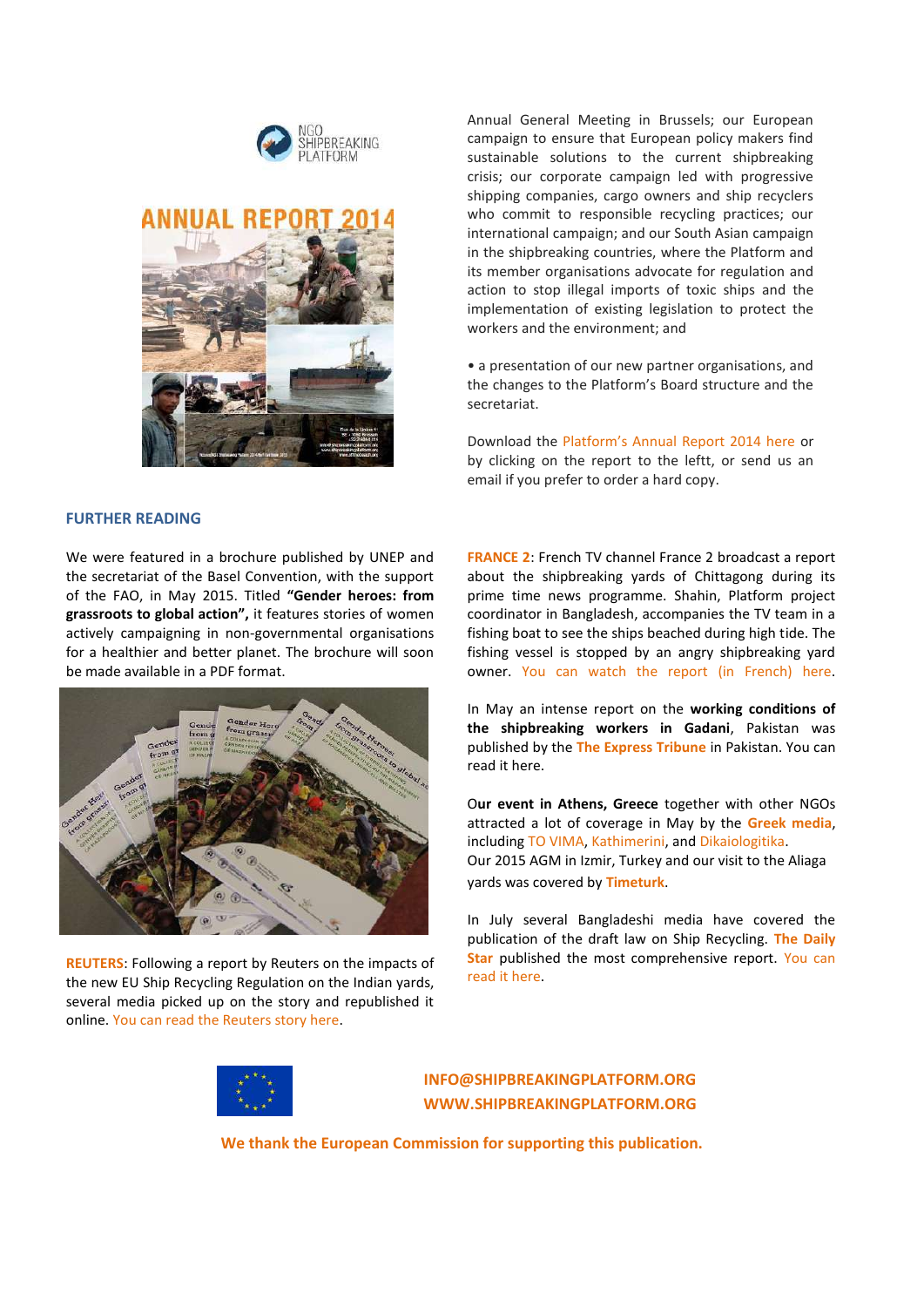Annual General Meeting in Brussels; our European campaign to ensure that European policy makers find sustainable solutions to the current shipbreaking crisis; our corporate campaign led with progressive shipping companies, cargo owners and ship recyclers who commit to responsible recycling practices; our international campaign; and our South Asian campaign in the shipbreaking countries, where the Platform and its member organisations advocate for regulation and action to stop illegal imports of toxic ships and the implementation of existing legislation to protect the workers and the environment; and

• a presentation of our new partner organisations, and the changes to the Platform's Board structure and the secretariat.

Download the Platform's Annual Report 2014 here or by clicking on the report to the leftt, or send us an email if you prefer to order a hard copy.

## FURTHER READING

We were featured in a brochure published by UNEP and the secretariat of the Basel Convention, with the support of the FAO, in May 2015. Titled **"Gender heroes: from grassroots to global action",** it features stories of women actively campaigning in non-governmental organisations for a healthier and better planet. The brochure will soon be made available in a PDF format.

**REUTERS**: Following a report by Reuters on the impacts of the new EU Ship Recycling Regulation on the Indian yards, several media picked up on the story and republished it online. You can read the Reuters story here.

**FRANCE 2**: French TV channel France 2 broadcast a report about the shipbreaking yards of Chittagong during its prime time news programme. Shahin, Platform project coordinator in Bangladesh, accompanies the TV team in a fishing boat to see the ships beached during high tide. The fishing vessel is stopped by an angry shipbreaking yard owner. You can watch the report (in French) here.

In May an intense report on the **working conditions of the shipbreaking workers in Gadani**, Pakistan was published by the **The Express Tribune** in Pakistan. You can read it here.

O**ur event in Athens, Greece** together with other NGOs attracted a lot of coverage in May by the **Greek media**, including TO VIMA, Kathimerini, and Dikaiologitika.
Our 2015 AGM in Izmir, Turkey and our visit to the Aliaga yards was covered by **Timeturk**.

In July several Bangladeshi media have covered the publication of the draft law on Ship Recycling. **The Daily Star** published the most comprehensive report. You can read it here.

**INFO@SHIPBREAKINGPLATFORM.ORG**
**WWW.SHIPBREAKINGPLATFORM.ORG**

**We thank the European Commission for supporting this publication.**